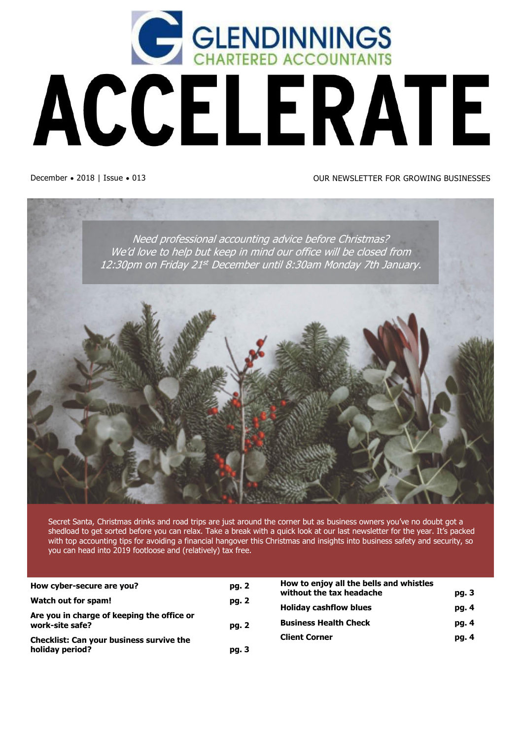GLENDINNINGS
CHARTERED ACCOUNTANTS

# ACCELERATE

December • 2018 | Issue • 013

OUR NEWSLETTER FOR GROWING BUSINESSES

*Need professional accounting advice before Christmas? We'd love to help but keep in mind our office will be closed from 12:30pm on Friday 21st December until 8:30am Monday 7th January.*

Secret Santa, Christmas drinks and road trips are just around the corner but as business owners you've no doubt got a shedload to get sorted before you can relax. Take a break with a quick look at our last newsletter for the year. It's packed with top accounting tips for avoiding a financial hangover this Christmas and insights into business safety and security, so you can head into 2019 footloose and (relatively) tax free.

| | |
|---|---|
| **How cyber-secure are you?** | **pg. 2** |
| **Watch out for spam!** | **pg. 2** |
| **Are you in charge of keeping the office or work-site safe?** | **pg. 2** |
| **Checklist: Can your business survive the holiday period?** | **pg. 3** |
| **How to enjoy all the bells and whistles without the tax headache** | **pg. 3** |
| **Holiday cashflow blues** | **pg. 4** |
| **Business Health Check** | **pg. 4** |
| **Client Corner** | **pg. 4** |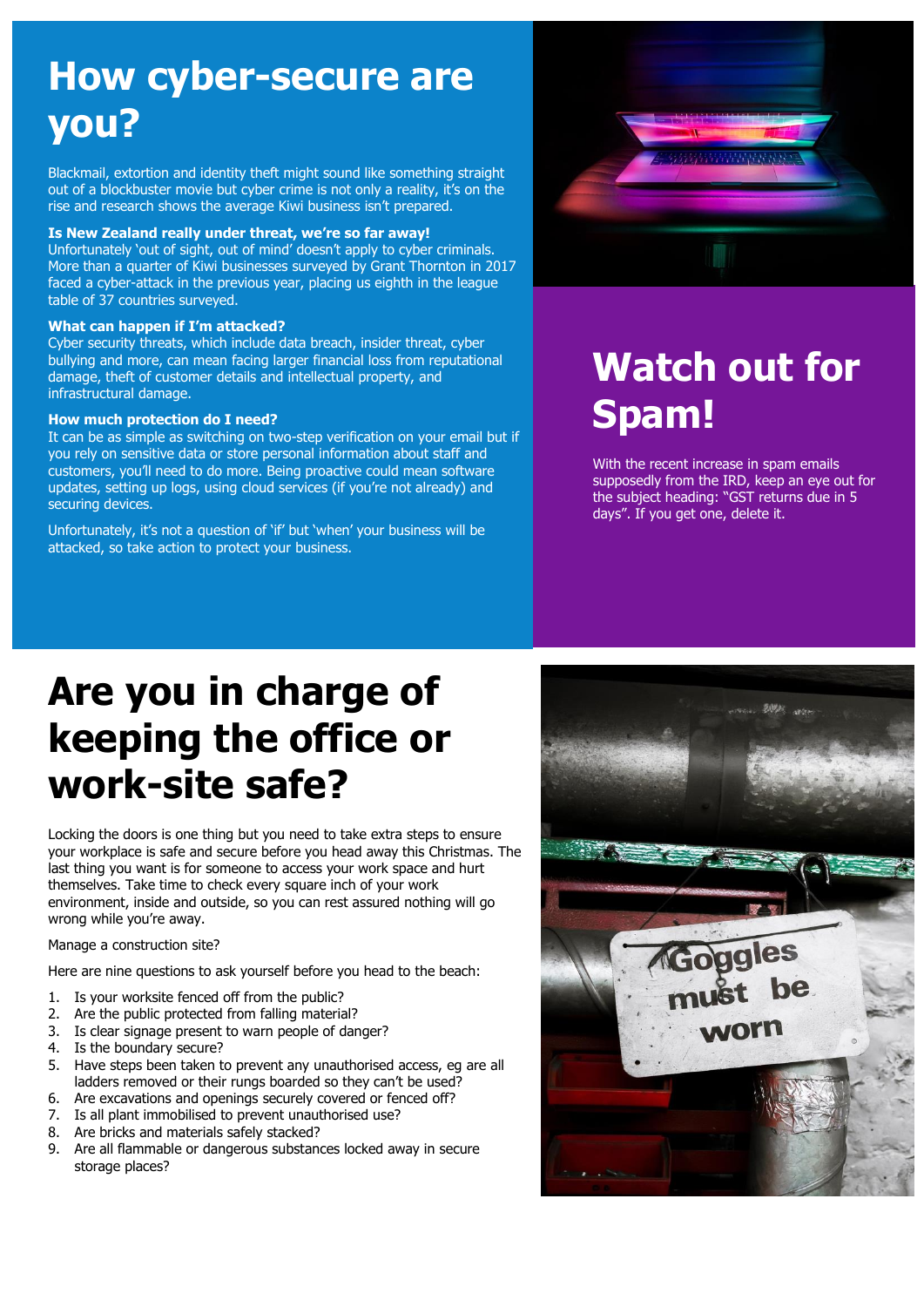# How cyber-secure are you?

Blackmail, extortion and identity theft might sound like something straight out of a blockbuster movie but cyber crime is not only a reality, it's on the rise and research shows the average Kiwi business isn't prepared.

**Is New Zealand really under threat, we're so far away!**
Unfortunately 'out of sight, out of mind' doesn't apply to cyber criminals. More than a quarter of Kiwi businesses surveyed by Grant Thornton in 2017 faced a cyber-attack in the previous year, placing us eighth in the league table of 37 countries surveyed.

**What can happen if I'm attacked?**
Cyber security threats, which include data breach, insider threat, cyber bullying and more, can mean facing larger financial loss from reputational damage, theft of customer details and intellectual property, and infrastructural damage.

**How much protection do I need?**
It can be as simple as switching on two-step verification on your email but if you rely on sensitive data or store personal information about staff and customers, you'll need to do more. Being proactive could mean software updates, setting up logs, using cloud services (if you're not already) and securing devices.

Unfortunately, it's not a question of 'if' but 'when' your business will be attacked, so take action to protect your business.

# Watch out for Spam!

With the recent increase in spam emails supposedly from the IRD, keep an eye out for the subject heading: "GST returns due in 5 days". If you get one, delete it.

# Are you in charge of keeping the office or work-site safe?

Locking the doors is one thing but you need to take extra steps to ensure your workplace is safe and secure before you head away this Christmas. The last thing you want is for someone to access your work space and hurt themselves. Take time to check every square inch of your work environment, inside and outside, so you can rest assured nothing will go wrong while you're away.

Manage a construction site?

Here are nine questions to ask yourself before you head to the beach:

1. Is your worksite fenced off from the public?
2. Are the public protected from falling material?
3. Is clear signage present to warn people of danger?
4. Is the boundary secure?
5. Have steps been taken to prevent any unauthorised access, eg are all ladders removed or their rungs boarded so they can't be used?
6. Are excavations and openings securely covered or fenced off?
7. Is all plant immobilised to prevent unauthorised use?
8. Are bricks and materials safely stacked?
9. Are all flammable or dangerous substances locked away in secure storage places?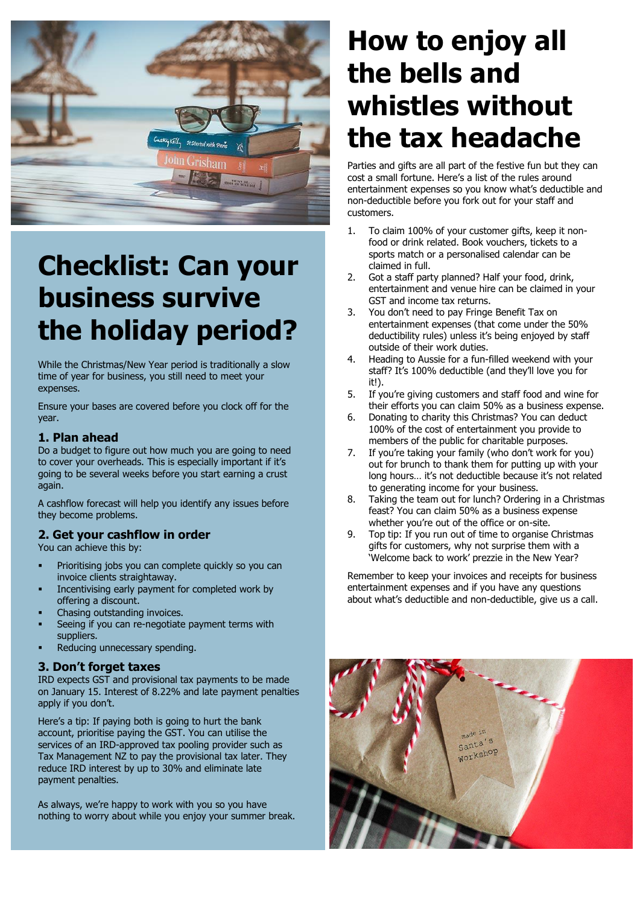# Checklist: Can your business survive the holiday period?

While the Christmas/New Year period is traditionally a slow time of year for business, you still need to meet your expenses.

Ensure your bases are covered before you clock off for the year.

### 1. Plan ahead

Do a budget to figure out how much you are going to need to cover your overheads. This is especially important if it's going to be several weeks before you start earning a crust again.

A cashflow forecast will help you identify any issues before they become problems.

### 2. Get your cashflow in order

You can achieve this by:

- Prioritising jobs you can complete quickly so you can invoice clients straightaway.
- Incentivising early payment for completed work by offering a discount.
- Chasing outstanding invoices.
- Seeing if you can re-negotiate payment terms with suppliers.
- Reducing unnecessary spending.

### 3. Don't forget taxes

IRD expects GST and provisional tax payments to be made on January 15. Interest of 8.22% and late payment penalties apply if you don't.

Here's a tip: If paying both is going to hurt the bank account, prioritise paying the GST. You can utilise the services of an IRD-approved tax pooling provider such as Tax Management NZ to pay the provisional tax later. They reduce IRD interest by up to 30% and eliminate late payment penalties.

As always, we're happy to work with you so you have nothing to worry about while you enjoy your summer break.

# How to enjoy all the bells and whistles without the tax headache

Parties and gifts are all part of the festive fun but they can cost a small fortune. Here's a list of the rules around entertainment expenses so you know what's deductible and non-deductible before you fork out for your staff and customers.

1. To claim 100% of your customer gifts, keep it non-food or drink related. Book vouchers, tickets to a sports match or a personalised calendar can be claimed in full.
2. Got a staff party planned? Half your food, drink, entertainment and venue hire can be claimed in your GST and income tax returns.
3. You don't need to pay Fringe Benefit Tax on entertainment expenses (that come under the 50% deductibility rules) unless it's being enjoyed by staff outside of their work duties.
4. Heading to Aussie for a fun-filled weekend with your staff? It's 100% deductible (and they'll love you for it!).
5. If you're giving customers and staff food and wine for their efforts you can claim 50% as a business expense.
6. Donating to charity this Christmas? You can deduct 100% of the cost of entertainment you provide to members of the public for charitable purposes.
7. If you're taking your family (who don't work for you) out for brunch to thank them for putting up with your long hours… it's not deductible because it's not related to generating income for your business.
8. Taking the team out for lunch? Ordering in a Christmas feast? You can claim 50% as a business expense whether you're out of the office or on-site.
9. Top tip: If you run out of time to organise Christmas gifts for customers, why not surprise them with a 'Welcome back to work' prezzie in the New Year?

Remember to keep your invoices and receipts for business entertainment expenses and if you have any questions about what's deductible and non-deductible, give us a call.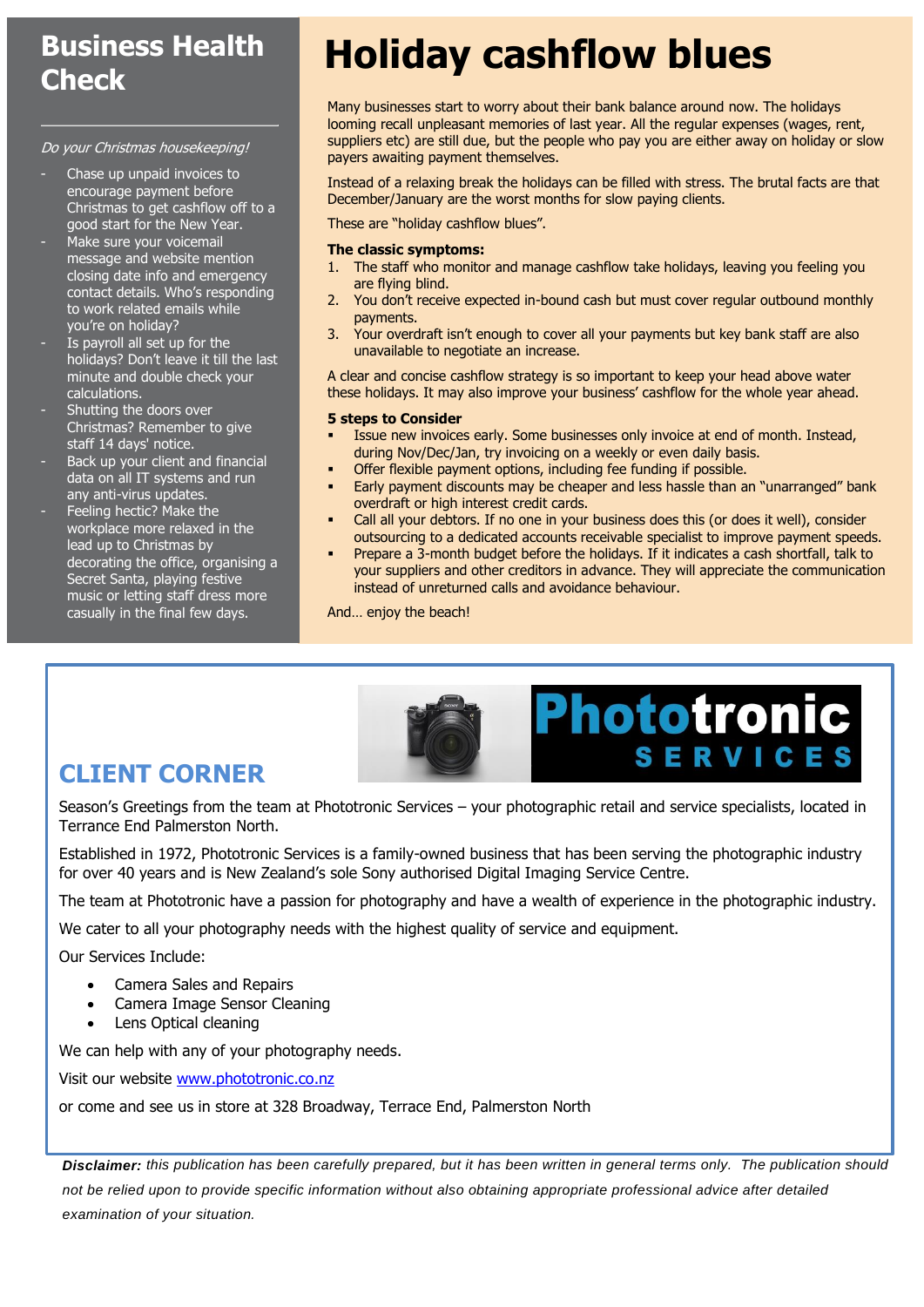## Business Health Check

*Do your Christmas housekeeping!*

- Chase up unpaid invoices to encourage payment before Christmas to get cashflow off to a good start for the New Year.
- Make sure your voicemail message and website mention closing date info and emergency contact details. Who's responding to work related emails while you're on holiday?
- Is payroll all set up for the holidays? Don't leave it till the last minute and double check your calculations.
- Shutting the doors over Christmas? Remember to give staff 14 days' notice.
- Back up your client and financial data on all IT systems and run any anti-virus updates.
- Feeling hectic? Make the workplace more relaxed in the lead up to Christmas by decorating the office, organising a Secret Santa, playing festive music or letting staff dress more casually in the final few days.

# Holiday cashflow blues

Many businesses start to worry about their bank balance around now. The holidays looming recall unpleasant memories of last year. All the regular expenses (wages, rent, suppliers etc) are still due, but the people who pay you are either away on holiday or slow payers awaiting payment themselves.

Instead of a relaxing break the holidays can be filled with stress. The brutal facts are that December/January are the worst months for slow paying clients.

These are "holiday cashflow blues".

**The classic symptoms:**

1. The staff who monitor and manage cashflow take holidays, leaving you feeling you are flying blind.
2. You don't receive expected in-bound cash but must cover regular outbound monthly payments.
3. Your overdraft isn't enough to cover all your payments but key bank staff are also unavailable to negotiate an increase.

A clear and concise cashflow strategy is so important to keep your head above water these holidays. It may also improve your business' cashflow for the whole year ahead.

**5 steps to Consider**

- Issue new invoices early. Some businesses only invoice at end of month. Instead, during Nov/Dec/Jan, try invoicing on a weekly or even daily basis.
- Offer flexible payment options, including fee funding if possible.
- Early payment discounts may be cheaper and less hassle than an "unarranged" bank overdraft or high interest credit cards.
- Call all your debtors. If no one in your business does this (or does it well), consider outsourcing to a dedicated accounts receivable specialist to improve payment speeds.
- Prepare a 3-month budget before the holidays. If it indicates a cash shortfall, talk to your suppliers and other creditors in advance. They will appreciate the communication instead of unreturned calls and avoidance behaviour.

And… enjoy the beach!

## CLIENT CORNER

**Phototronic SERVICES**

Season's Greetings from the team at Phototronic Services – your photographic retail and service specialists, located in Terrance End Palmerston North.

Established in 1972, Phototronic Services is a family-owned business that has been serving the photographic industry for over 40 years and is New Zealand's sole Sony authorised Digital Imaging Service Centre.

The team at Phototronic have a passion for photography and have a wealth of experience in the photographic industry.

We cater to all your photography needs with the highest quality of service and equipment.

Our Services Include:

- Camera Sales and Repairs
- Camera Image Sensor Cleaning
- Lens Optical cleaning

We can help with any of your photography needs.

Visit our website [www.phototronic.co.nz](http://www.phototronic.co.nz)

or come and see us in store at 328 Broadway, Terrace End, Palmerston North

***Disclaimer:*** *this publication has been carefully prepared, but it has been written in general terms only. The publication should not be relied upon to provide specific information without also obtaining appropriate professional advice after detailed examination of your situation.*